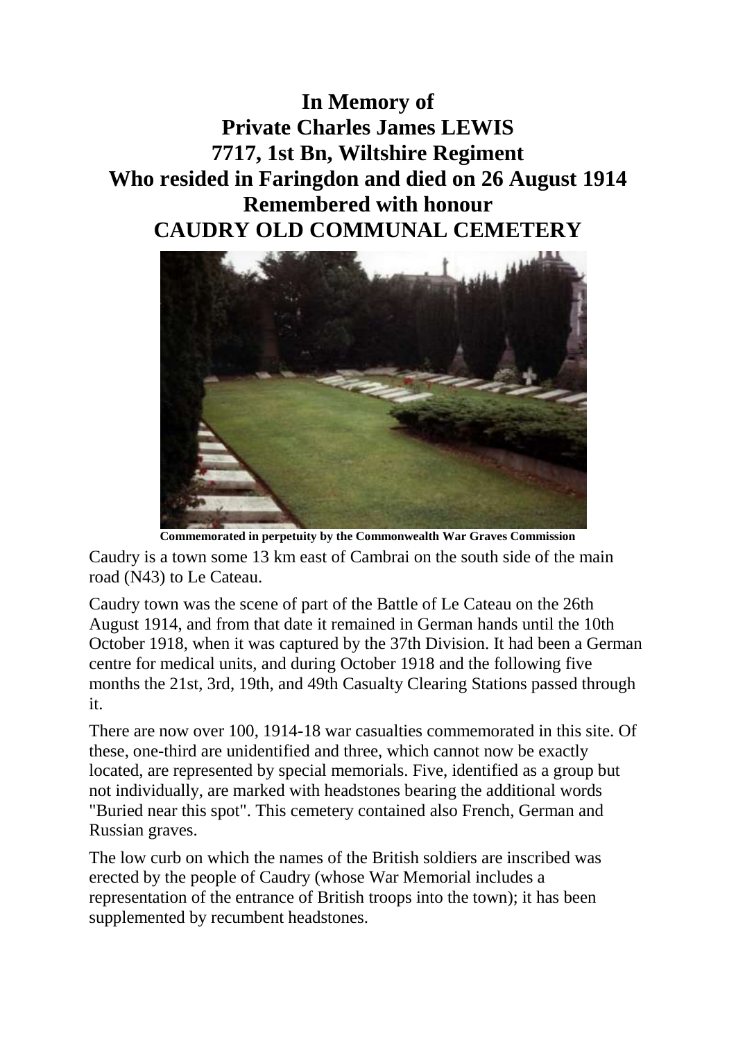# In Memory of
# Private Charles James LEWIS
# 7717, 1st Bn, Wiltshire Regiment
# Who resided in Faringdon and died on 26 August 1914
# Remembered with honour
# CAUDRY OLD COMMUNAL CEMETERY

**Commemorated in perpetuity by the Commonwealth War Graves Commission**

Caudry is a town some 13 km east of Cambrai on the south side of the main road (N43) to Le Cateau.

Caudry town was the scene of part of the Battle of Le Cateau on the 26th August 1914, and from that date it remained in German hands until the 10th October 1918, when it was captured by the 37th Division. It had been a German centre for medical units, and during October 1918 and the following five months the 21st, 3rd, 19th, and 49th Casualty Clearing Stations passed through it.

There are now over 100, 1914-18 war casualties commemorated in this site. Of these, one-third are unidentified and three, which cannot now be exactly located, are represented by special memorials. Five, identified as a group but not individually, are marked with headstones bearing the additional words "Buried near this spot". This cemetery contained also French, German and Russian graves.

The low curb on which the names of the British soldiers are inscribed was erected by the people of Caudry (whose War Memorial includes a representation of the entrance of British troops into the town); it has been supplemented by recumbent headstones.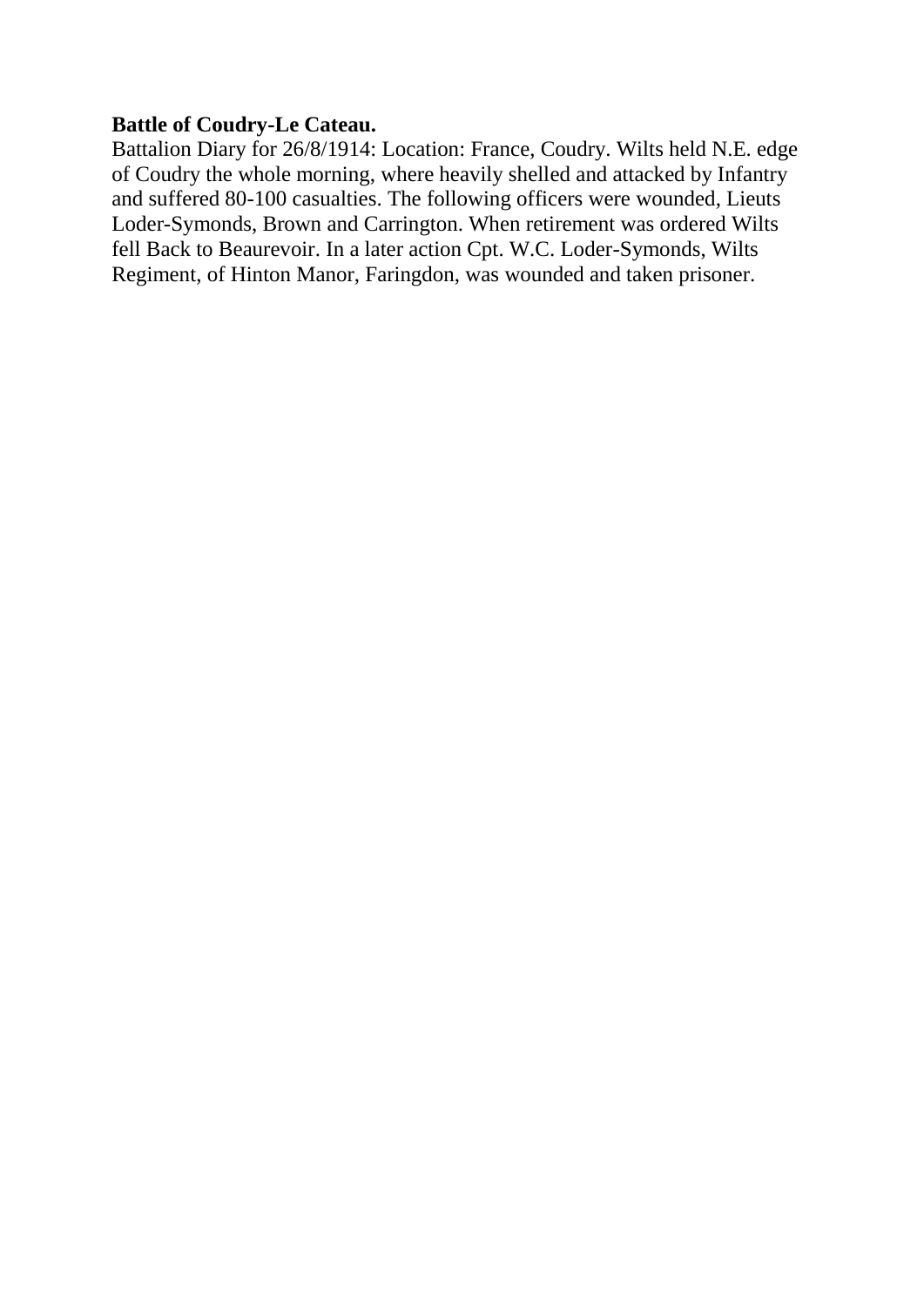**Battle of Coudry-Le Cateau.**

Battalion Diary for 26/8/1914: Location: France, Coudry. Wilts held N.E. edge of Coudry the whole morning, where heavily shelled and attacked by Infantry and suffered 80-100 casualties. The following officers were wounded, Lieuts Loder-Symonds, Brown and Carrington. When retirement was ordered Wilts fell Back to Beaurevoir. In a later action Cpt. W.C. Loder-Symonds, Wilts Regiment, of Hinton Manor, Faringdon, was wounded and taken prisoner.